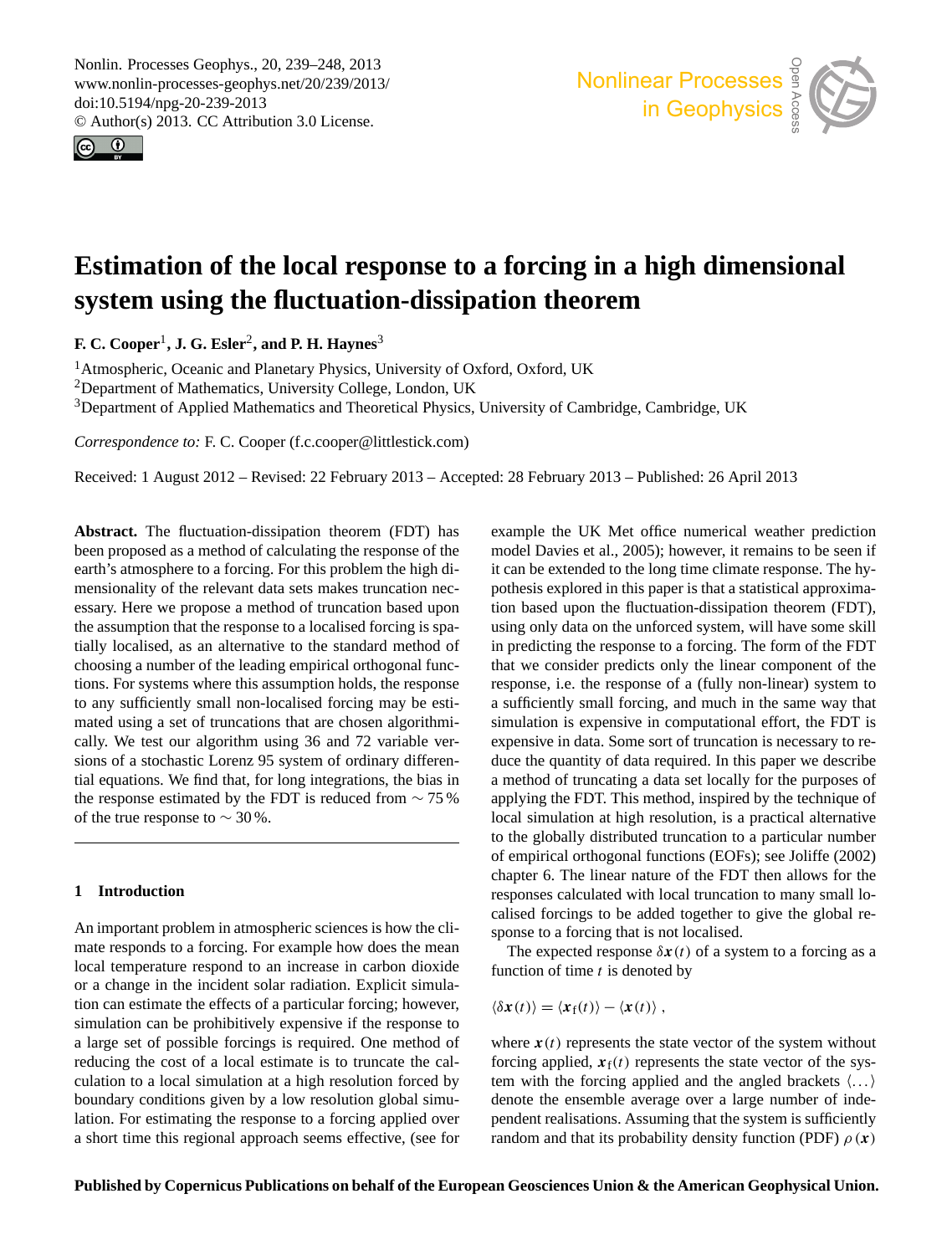# Estimation of the local response to a forcing in a high dimensional system using the fluctuation-dissipation theorem

**F. C. Cooper[1], J. G. Esler[2], and P. H. Haynes[3]**

[1]Atmospheric, Oceanic and Planetary Physics, University of Oxford, Oxford, UK
[2]Department of Mathematics, University College, London, UK
[3]Department of Applied Mathematics and Theoretical Physics, University of Cambridge, Cambridge, UK

*Correspondence to:* F. C. Cooper (f.c.cooper@littlestick.com)

Received: 1 August 2012 – Revised: 22 February 2013 – Accepted: 28 February 2013 – Published: 26 April 2013

**Abstract.** The fluctuation-dissipation theorem (FDT) has been proposed as a method of calculating the response of the earth's atmosphere to a forcing. For this problem the high dimensionality of the relevant data sets makes truncation necessary. Here we propose a method of truncation based upon the assumption that the response to a localised forcing is spatially localised, as an alternative to the standard method of choosing a number of the leading empirical orthogonal functions. For systems where this assumption holds, the response to any sufficiently small non-localised forcing may be estimated using a set of truncations that are chosen algorithmically. We test our algorithm using 36 and 72 variable versions of a stochastic Lorenz 95 system of ordinary differential equations. We find that, for long integrations, the bias in the response estimated by the FDT is reduced from $\sim 75\,\%$ of the true response to $\sim 30\,\%$.

## 1 Introduction

An important problem in atmospheric sciences is how the climate responds to a forcing. For example how does the mean local temperature respond to an increase in carbon dioxide or a change in the incident solar radiation. Explicit simulation can estimate the effects of a particular forcing; however, simulation can be prohibitively expensive if the response to a large set of possible forcings is required. One method of reducing the cost of a local estimate is to truncate the calculation to a local simulation at a high resolution forced by boundary conditions given by a low resolution global simulation. For estimating the response to a forcing applied over a short time this regional approach seems effective, (see for example the UK Met office numerical weather prediction model Davies et al., 2005); however, it remains to be seen if it can be extended to the long time climate response. The hypothesis explored in this paper is that a statistical approximation based upon the fluctuation-dissipation theorem (FDT), using only data on the unforced system, will have some skill in predicting the response to a forcing. The form of the FDT that we consider predicts only the linear component of the response, i.e. the response of a (fully non-linear) system to a sufficiently small forcing, and much in the same way that simulation is expensive in computational effort, the FDT is expensive in data. Some sort of truncation is necessary to reduce the quantity of data required. In this paper we describe a method of truncating a data set locally for the purposes of applying the FDT. This method, inspired by the technique of local simulation at high resolution, is a practical alternative to the globally distributed truncation to a particular number of empirical orthogonal functions (EOFs); see Joliffe (2002) chapter 6. The linear nature of the FDT then allows for the responses calculated with local truncation to many small localised forcings to be added together to give the global response to a forcing that is not localised.

The expected response $\delta \boldsymbol{x}(t)$ of a system to a forcing as a function of time $t$ is denoted by

$$\langle \delta \boldsymbol{x}(t) \rangle = \langle \boldsymbol{x}_{\mathrm{f}}(t) \rangle - \langle \boldsymbol{x}(t) \rangle ,$$

where $\boldsymbol{x}(t)$ represents the state vector of the system without forcing applied, $\boldsymbol{x}_{\mathrm{f}}(t)$ represents the state vector of the system with the forcing applied and the angled brackets $\langle \ldots \rangle$ denote the ensemble average over a large number of independent realisations. Assuming that the system is sufficiently random and that its probability density function (PDF) $\rho(\boldsymbol{x})$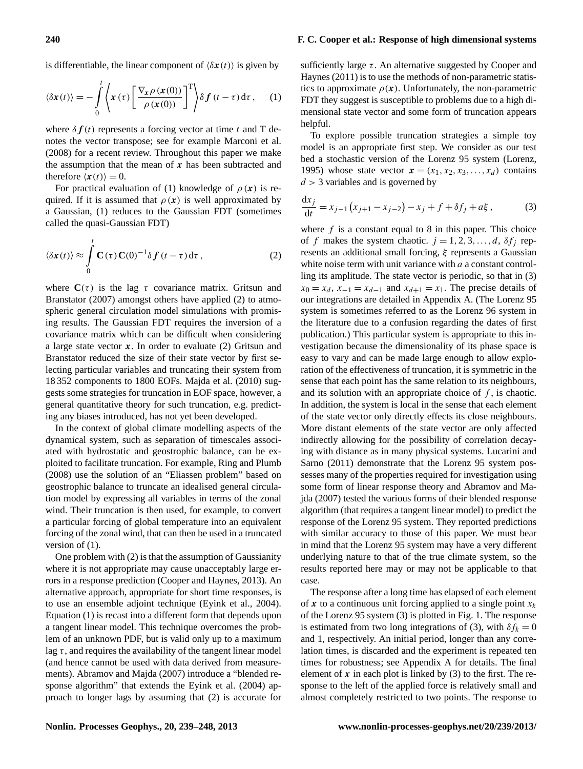is differentiable, the linear component of $\langle \delta \boldsymbol{x}(t) \rangle$ is given by

$$\langle \delta \boldsymbol{x}(t) \rangle = -\int_0^t \left\langle \boldsymbol{x}(\tau) \left[ \frac{\nabla_{\boldsymbol{x}} \rho(\boldsymbol{x}(0))}{\rho(\boldsymbol{x}(0))} \right]^{\mathrm{T}} \right\rangle \delta \boldsymbol{f}(t-\tau)\, \mathrm{d}\tau , \quad (1)$$

where $\delta \boldsymbol{f}(t)$ represents a forcing vector at time $t$ and T denotes the vector transpose; see for example Marconi et al. (2008) for a recent review. Throughout this paper we make the assumption that the mean of $\boldsymbol{x}$ has been subtracted and therefore $\langle \boldsymbol{x}(t) \rangle = 0$.

For practical evaluation of (1) knowledge of $\rho(\boldsymbol{x})$ is required. If it is assumed that $\rho(\boldsymbol{x})$ is well approximated by a Gaussian, (1) reduces to the Gaussian FDT (sometimes called the quasi-Gaussian FDT)

$$\langle \delta \boldsymbol{x}(t) \rangle \approx \int_0^t \mathbf{C}(\tau) \mathbf{C}(0)^{-1} \delta \boldsymbol{f}(t-\tau)\, \mathrm{d}\tau , \quad (2)$$

where $\mathbf{C}(\tau)$ is the lag $\tau$ covariance matrix. Gritsun and Branstator (2007) amongst others have applied (2) to atmospheric general circulation model simulations with promising results. The Gaussian FDT requires the inversion of a covariance matrix which can be difficult when considering a large state vector $\boldsymbol{x}$. In order to evaluate (2) Gritsun and Branstator reduced the size of their state vector by first selecting particular variables and truncating their system from 18 352 components to 1800 EOFs. Majda et al. (2010) suggests some strategies for truncation in EOF space, however, a general quantitative theory for such truncation, e.g. predicting any biases introduced, has not yet been developed.

In the context of global climate modelling aspects of the dynamical system, such as separation of timescales associated with hydrostatic and geostrophic balance, can be exploited to facilitate truncation. For example, Ring and Plumb (2008) use the solution of an "Eliassen problem" based on geostrophic balance to truncate an idealised general circulation model by expressing all variables in terms of the zonal wind. Their truncation is then used, for example, to convert a particular forcing of global temperature into an equivalent forcing of the zonal wind, that can then be used in a truncated version of (1).

One problem with (2) is that the assumption of Gaussianity where it is not appropriate may cause unacceptably large errors in a response prediction (Cooper and Haynes, 2013). An alternative approach, appropriate for short time responses, is to use an ensemble adjoint technique (Eyink et al., 2004). Equation (1) is recast into a different form that depends upon a tangent linear model. This technique overcomes the problem of an unknown PDF, but is valid only up to a maximum lag $\tau$, and requires the availability of the tangent linear model (and hence cannot be used with data derived from measurements). Abramov and Majda (2007) introduce a "blended response algorithm" that extends the Eyink et al. (2004) approach to longer lags by assuming that (2) is accurate for sufficiently large $\tau$. An alternative suggested by Cooper and Haynes (2011) is to use the methods of non-parametric statistics to approximate $\rho(\boldsymbol{x})$. Unfortunately, the non-parametric FDT they suggest is susceptible to problems due to a high dimensional state vector and some form of truncation appears helpful.

To explore possible truncation strategies a simple toy model is an appropriate first step. We consider as our test bed a stochastic version of the Lorenz 95 system (Lorenz, 1995) whose state vector $\boldsymbol{x} = (x_1, x_2, x_3, \ldots, x_d)$ contains $d > 3$ variables and is governed by

$$\frac{\mathrm{d}x_j}{\mathrm{d}t} = x_{j-1}\left(x_{j+1} - x_{j-2}\right) - x_j + f + \delta f_j + a\xi , \quad (3)$$

where $f$ is a constant equal to 8 in this paper. This choice of $f$ makes the system chaotic. $j = 1, 2, 3, \ldots, d$, $\delta f_j$ represents an additional small forcing, $\xi$ represents a Gaussian white noise term with unit variance with $a$ a constant controlling its amplitude. The state vector is periodic, so that in (3) $x_0 = x_d$, $x_{-1} = x_{d-1}$ and $x_{d+1} = x_1$. The precise details of our integrations are detailed in Appendix A. (The Lorenz 95 system is sometimes referred to as the Lorenz 96 system in the literature due to a confusion regarding the dates of first publication.) This particular system is appropriate to this investigation because the dimensionality of its phase space is easy to vary and can be made large enough to allow exploration of the effectiveness of truncation, it is symmetric in the sense that each point has the same relation to its neighbours, and its solution with an appropriate choice of $f$, is chaotic. In addition, the system is local in the sense that each element of the state vector only directly effects its close neighbours. More distant elements of the state vector are only affected indirectly allowing for the possibility of correlation decaying with distance as in many physical systems. Lucarini and Sarno (2011) demonstrate that the Lorenz 95 system possesses many of the properties required for investigation using some form of linear response theory and Abramov and Majda (2007) tested the various forms of their blended response algorithm (that requires a tangent linear model) to predict the response of the Lorenz 95 system. They reported predictions with similar accuracy to those of this paper. We must bear in mind that the Lorenz 95 system may have a very different underlying nature to that of the true climate system, so the results reported here may or may not be applicable to that case.

The response after a long time has elapsed of each element of $\boldsymbol{x}$ to a continuous unit forcing applied to a single point $x_k$ of the Lorenz 95 system (3) is plotted in Fig. 1. The response is estimated from two long integrations of (3), with $\delta f_k = 0$ and 1, respectively. An initial period, longer than any correlation times, is discarded and the experiment is repeated ten times for robustness; see Appendix A for details. The final element of $\boldsymbol{x}$ in each plot is linked by (3) to the first. The response to the left of the applied force is relatively small and almost completely restricted to two points. The response to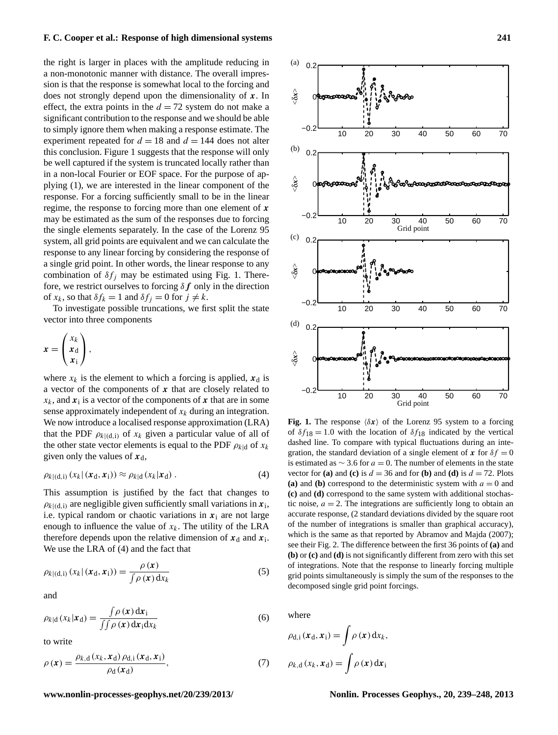the right is larger in places with the amplitude reducing in a non-monotonic manner with distance. The overall impression is that the response is somewhat local to the forcing and does not strongly depend upon the dimensionality of $\boldsymbol{x}$. In effect, the extra points in the $d = 72$ system do not make a significant contribution to the response and we should be able to simply ignore them when making a response estimate. The experiment repeated for $d = 18$ and $d = 144$ does not alter this conclusion. Figure 1 suggests that the response will only be well captured if the system is truncated locally rather than in a non-local Fourier or EOF space. For the purpose of applying (1), we are interested in the linear component of the response. For a forcing sufficiently small to be in the linear regime, the response to forcing more than one element of $\boldsymbol{x}$ may be estimated as the sum of the responses due to forcing the single elements separately. In the case of the Lorenz 95 system, all grid points are equivalent and we can calculate the response to any linear forcing by considering the response of a single grid point. In other words, the linear response to any combination of $\delta f_j$ may be estimated using Fig. 1. Therefore, we restrict ourselves to forcing $\delta \boldsymbol{f}$ only in the direction of $x_k$, so that $\delta f_k = 1$ and $\delta f_j = 0$ for $j \neq k$.

To investigate possible truncations, we first split the state vector into three components

$$\boldsymbol{x} = \begin{pmatrix} x_k \\ \boldsymbol{x}_\mathrm{d} \\ \boldsymbol{x}_\mathrm{i} \end{pmatrix},$$

where $x_k$ is the element to which a forcing is applied, $\boldsymbol{x}_\mathrm{d}$ is a vector of the components of $\boldsymbol{x}$ that are closely related to $x_k$, and $\boldsymbol{x}_\mathrm{i}$ is a vector of the components of $\boldsymbol{x}$ that are in some sense approximately independent of $x_k$ during an integration. We now introduce a localised response approximation (LRA) that the PDF $\rho_{k|(\mathrm{d,i})}$ of $x_k$ given a particular value of all of the other state vector elements is equal to the PDF $\rho_{k|\mathrm{d}}$ of $x_k$ given only the values of $\boldsymbol{x}_\mathrm{d}$,

$$\rho_{k|(\mathrm{d,i})}\left(x_k|\left(\boldsymbol{x}_\mathrm{d}, \boldsymbol{x}_\mathrm{i}\right)\right) \approx \rho_{k|\mathrm{d}}\left(x_k|\boldsymbol{x}_\mathrm{d}\right). \tag{4}$$

This assumption is justified by the fact that changes to $\rho_{k|(\mathrm{d,i})}$ are negligible given sufficiently small variations in $\boldsymbol{x}_\mathrm{i}$, i.e. typical random or chaotic variations in $\boldsymbol{x}_\mathrm{i}$ are not large enough to influence the value of $x_k$. The utility of the LRA therefore depends upon the relative dimension of $\boldsymbol{x}_\mathrm{d}$ and $\boldsymbol{x}_\mathrm{i}$. We use the LRA of (4) and the fact that

$$\rho_{k|(\mathrm{d,i})}\left(x_k|\left(\boldsymbol{x}_\mathrm{d}, \boldsymbol{x}_\mathrm{i}\right)\right) = \frac{\rho\left(\boldsymbol{x}\right)}{\int \rho\left(\boldsymbol{x}\right) \mathrm{d}x_k} \tag{5}$$

and

$$\rho_{k|\mathrm{d}}\left(x_k|\boldsymbol{x}_\mathrm{d}\right) = \frac{\int \rho\left(\boldsymbol{x}\right) \mathrm{d}\boldsymbol{x}_\mathrm{i}}{\iint \rho\left(\boldsymbol{x}\right) \mathrm{d}\boldsymbol{x}_\mathrm{i} \mathrm{d}x_k} \tag{6}$$

to write

$$\rho\left(\boldsymbol{x}\right) = \frac{\rho_{k,\mathrm{d}}\left(x_k, \boldsymbol{x}_\mathrm{d}\right) \rho_{\mathrm{d,i}}\left(\boldsymbol{x}_\mathrm{d}, \boldsymbol{x}_\mathrm{i}\right)}{\rho_\mathrm{d}\left(\boldsymbol{x}_\mathrm{d}\right)}, \tag{7}$$

**Fig. 1.** The response $\langle \delta \boldsymbol{x} \rangle$ of the Lorenz 95 system to a forcing of $\delta f_{18} = 1.0$ with the location of $\delta f_{18}$ indicated by the vertical dashed line. To compare with typical fluctuations during an integration, the standard deviation of a single element of $\boldsymbol{x}$ for $\delta f = 0$ is estimated as $\sim 3.6$ for $a = 0$. The number of elements in the state vector for **(a)** and **(c)** is $d = 36$ and for **(b)** and **(d)** is $d = 72$. Plots **(a)** and **(b)** correspond to the deterministic system with $a = 0$ and **(c)** and **(d)** correspond to the same system with additional stochastic noise, $a = 2$. The integrations are sufficiently long to obtain an accurate response, (2 standard deviations divided by the square root of the number of integrations is smaller than graphical accuracy), which is the same as that reported by Abramov and Majda (2007); see their Fig. 2. The difference between the first 36 points of **(a)** and **(b)** or **(c)** and **(d)** is not significantly different from zero with this set of integrations. Note that the response to linearly forcing multiple grid points simultaneously is simply the sum of the responses to the decomposed single grid point forcings.

where

$$\rho_{\mathrm{d,i}}\left(\boldsymbol{x}_\mathrm{d}, \boldsymbol{x}_\mathrm{i}\right) = \int \rho\left(\boldsymbol{x}\right) \mathrm{d}x_k,$$

$$\rho_{k,\mathrm{d}}\left(x_k, \boldsymbol{x}_\mathrm{d}\right) = \int \rho\left(\boldsymbol{x}\right) \mathrm{d}\boldsymbol{x}_\mathrm{i}$$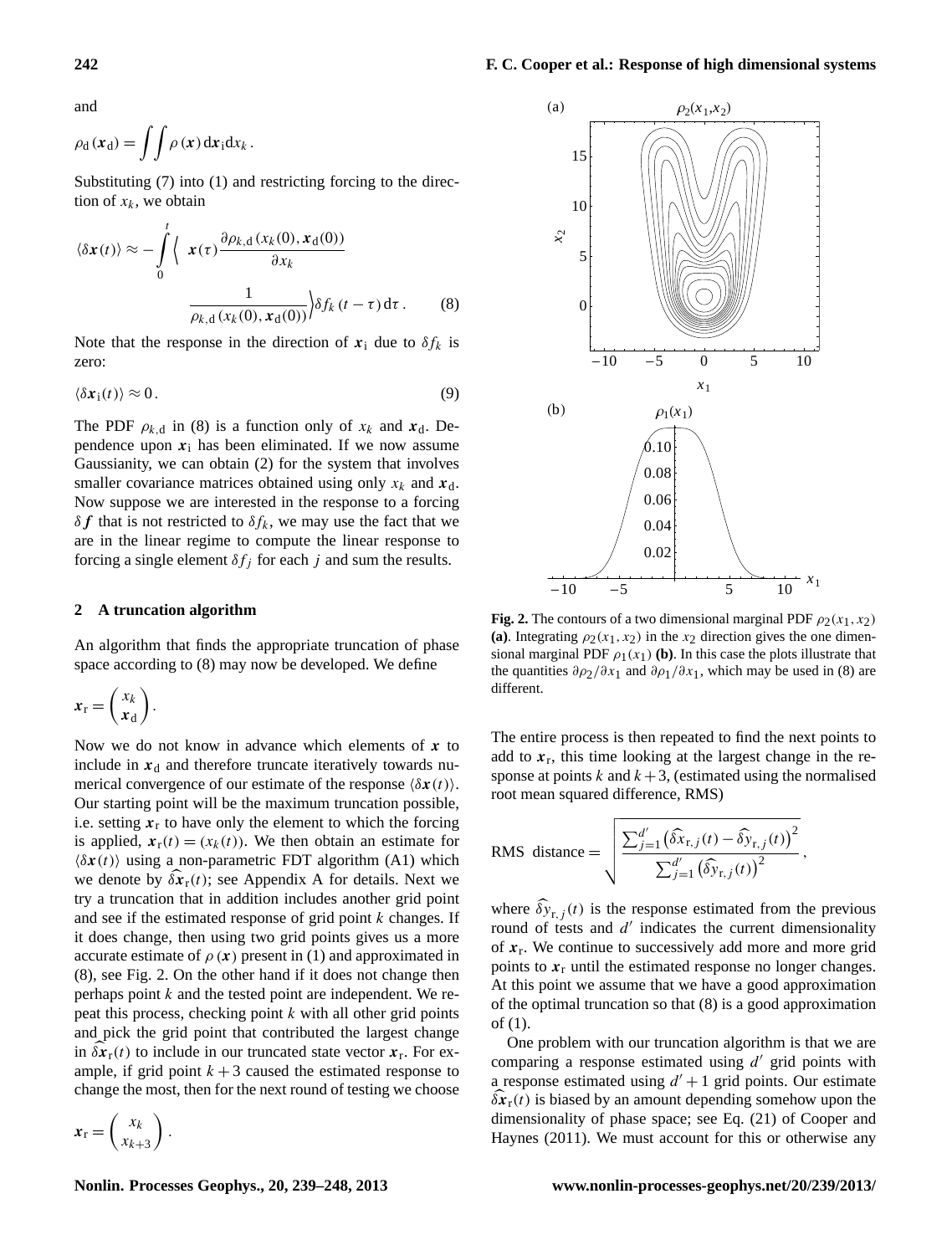and

$$\rho_{\mathrm{d}}(\boldsymbol{x}_{\mathrm{d}}) = \iint \rho(\boldsymbol{x})\, \mathrm{d}\boldsymbol{x}_{\mathrm{i}} \mathrm{d}x_k .$$

Substituting (7) into (1) and restricting forcing to the direction of $x_k$, we obtain

$$\langle \delta \boldsymbol{x}(t) \rangle \approx -\int_0^t \Big\langle \; \boldsymbol{x}(\tau) \frac{\partial \rho_{k,\mathrm{d}}(x_k(0), \boldsymbol{x}_{\mathrm{d}}(0))}{\partial x_k} \frac{1}{\rho_{k,\mathrm{d}}(x_k(0), \boldsymbol{x}_{\mathrm{d}}(0))} \Big\rangle \delta f_k(t-\tau)\, \mathrm{d}\tau . \quad (8)$$

Note that the response in the direction of $\boldsymbol{x}_{\mathrm{i}}$ due to $\delta f_k$ is zero:

$$\langle \delta \boldsymbol{x}_{\mathrm{i}}(t) \rangle \approx 0 . \quad (9)$$

The PDF $\rho_{k,\mathrm{d}}$ in (8) is a function only of $x_k$ and $\boldsymbol{x}_{\mathrm{d}}$. Dependence upon $\boldsymbol{x}_{\mathrm{i}}$ has been eliminated. If we now assume Gaussianity, we can obtain (2) for the system that involves smaller covariance matrices obtained using only $x_k$ and $\boldsymbol{x}_{\mathrm{d}}$. Now suppose we are interested in the response to a forcing $\delta \boldsymbol{f}$ that is not restricted to $\delta f_k$, we may use the fact that we are in the linear regime to compute the linear response to forcing a single element $\delta f_j$ for each $j$ and sum the results.

## 2 A truncation algorithm

An algorithm that finds the appropriate truncation of phase space according to (8) may now be developed. We define

$$\boldsymbol{x}_{\mathrm{r}} = \begin{pmatrix} x_k \\ \boldsymbol{x}_{\mathrm{d}} \end{pmatrix} .$$

Now we do not know in advance which elements of $\boldsymbol{x}$ to include in $\boldsymbol{x}_{\mathrm{d}}$ and therefore truncate iteratively towards numerical convergence of our estimate of the response $\langle \delta \boldsymbol{x}(t) \rangle$. Our starting point will be the maximum truncation possible, i.e. setting $\boldsymbol{x}_{\mathrm{r}}$ to have only the element to which the forcing is applied, $\boldsymbol{x}_{\mathrm{r}}(t) = (x_k(t))$. We then obtain an estimate for $\langle \delta \boldsymbol{x}(t) \rangle$ using a non-parametric FDT algorithm (A1) which we denote by $\widehat{\delta \boldsymbol{x}}_{\mathrm{r}}(t)$; see Appendix A for details. Next we try a truncation that in addition includes another grid point and see if the estimated response of grid point $k$ changes. If it does change, then using two grid points gives us a more accurate estimate of $\rho(\boldsymbol{x})$ present in (1) and approximated in (8), see Fig. 2. On the other hand if it does not change then perhaps point $k$ and the tested point are independent. We repeat this process, checking point $k$ with all other grid points and pick the grid point that contributed the largest change in $\widehat{\delta \boldsymbol{x}}_{\mathrm{r}}(t)$ to include in our truncated state vector $\boldsymbol{x}_{\mathrm{r}}$. For example, if grid point $k+3$ caused the estimated response to change the most, then for the next round of testing we choose

$$\boldsymbol{x}_{\mathrm{r}} = \begin{pmatrix} x_k \\ x_{k+3} \end{pmatrix} .$$

**Fig. 2.** The contours of a two dimensional marginal PDF $\rho_2(x_1, x_2)$ **(a)**. Integrating $\rho_2(x_1, x_2)$ in the $x_2$ direction gives the one dimensional marginal PDF $\rho_1(x_1)$ **(b)**. In this case the plots illustrate that the quantities $\partial \rho_2 / \partial x_1$ and $\partial \rho_1 / \partial x_1$, which may be used in (8) are different.

The entire process is then repeated to find the next points to add to $\boldsymbol{x}_{\mathrm{r}}$, this time looking at the largest change in the response at points $k$ and $k+3$, (estimated using the normalised root mean squared difference, RMS)

$$\text{RMS distance} = \sqrt{\frac{\sum_{j=1}^{d'} \left( \widehat{\delta x}_{\mathrm{r},j}(t) - \widehat{\delta y}_{\mathrm{r},j}(t) \right)^2}{\sum_{j=1}^{d'} \left( \widehat{\delta y}_{\mathrm{r},j}(t) \right)^2}} ,$$

where $\widehat{\delta y}_{\mathrm{r},j}(t)$ is the response estimated from the previous round of tests and $d'$ indicates the current dimensionality of $\boldsymbol{x}_{\mathrm{r}}$. We continue to successively add more and more grid points to $\boldsymbol{x}_{\mathrm{r}}$ until the estimated response no longer changes. At this point we assume that we have a good approximation of the optimal truncation so that (8) is a good approximation of (1).

One problem with our truncation algorithm is that we are comparing a response estimated using $d'$ grid points with a response estimated using $d'+1$ grid points. Our estimate $\widehat{\delta \boldsymbol{x}}_{\mathrm{r}}(t)$ is biased by an amount depending somehow upon the dimensionality of phase space; see Eq. (21) of Cooper and Haynes (2011). We must account for this or otherwise any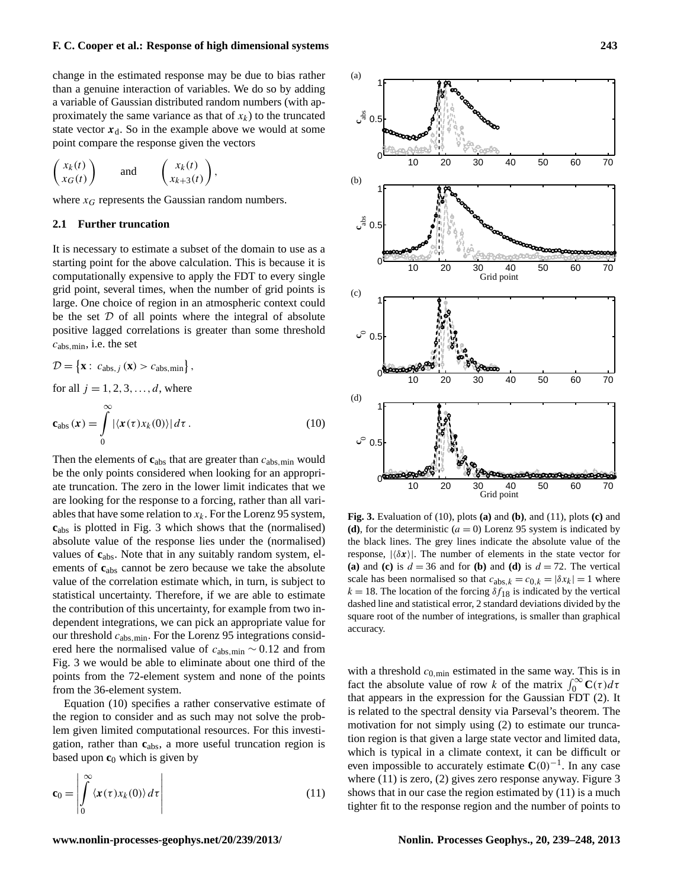change in the estimated response may be due to bias rather than a genuine interaction of variables. We do so by adding a variable of Gaussian distributed random numbers (with approximately the same variance as that of $x_k$) to the truncated state vector $\boldsymbol{x}_\mathrm{d}$. So in the example above we would at some point compare the response given the vectors

$$\begin{pmatrix} x_k(t) \\ x_G(t) \end{pmatrix} \quad \text{and} \quad \begin{pmatrix} x_k(t) \\ x_{k+3}(t) \end{pmatrix},$$

where $x_G$ represents the Gaussian random numbers.

### 2.1 Further truncation

It is necessary to estimate a subset of the domain to use as a starting point for the above calculation. This is because it is computationally expensive to apply the FDT to every single grid point, several times, when the number of grid points is large. One choice of region in an atmospheric context could be the set $\mathcal{D}$ of all points where the integral of absolute positive lagged correlations is greater than some threshold $c_{\mathrm{abs,min}}$, i.e. the set

$$\mathcal{D} = \left\{ \mathbf{x} :\ c_{\mathrm{abs},j}(\mathbf{x}) > c_{\mathrm{abs,min}} \right\},$$

for all $j = 1, 2, 3, \ldots, d$, where

$$\mathbf{c}_{\mathrm{abs}}(\boldsymbol{x}) = \int_0^\infty |\langle \boldsymbol{x}(\tau) x_k(0) \rangle| \, d\tau \,. \tag{10}$$

Then the elements of $\mathbf{c}_{\mathrm{abs}}$ that are greater than $c_{\mathrm{abs,min}}$ would be the only points considered when looking for an appropriate truncation. The zero in the lower limit indicates that we are looking for the response to a forcing, rather than all variables that have some relation to $x_k$. For the Lorenz 95 system, $\mathbf{c}_{\mathrm{abs}}$ is plotted in Fig. 3 which shows that the (normalised) absolute value of the response lies under the (normalised) values of $\mathbf{c}_{\mathrm{abs}}$. Note that in any suitably random system, elements of $\mathbf{c}_{\mathrm{abs}}$ cannot be zero because we take the absolute value of the correlation estimate which, in turn, is subject to statistical uncertainty. Therefore, if we are able to estimate the contribution of this uncertainty, for example from two independent integrations, we can pick an appropriate value for our threshold $c_{\mathrm{abs,min}}$. For the Lorenz 95 integrations considered here the normalised value of $c_{\mathrm{abs,min}} \sim 0.12$ and from Fig. 3 we would be able to eliminate about one third of the points from the 72-element system and none of the points from the 36-element system.

Equation (10) specifies a rather conservative estimate of the region to consider and as such may not solve the problem given limited computational resources. For this investigation, rather than $\mathbf{c}_{\mathrm{abs}}$, a more useful truncation region is based upon $\mathbf{c}_0$ which is given by

$$\mathbf{c}_0 = \left| \int_0^\infty \langle \boldsymbol{x}(\tau) x_k(0) \rangle \, d\tau \right| \tag{11}$$

**Fig. 3.** Evaluation of (10), plots **(a)** and **(b)**, and (11), plots **(c)** and **(d)**, for the deterministic ($a = 0$) Lorenz 95 system is indicated by the black lines. The grey lines indicate the absolute value of the response, $|\langle \delta \boldsymbol{x} \rangle|$. The number of elements in the state vector for **(a)** and **(c)** is $d = 36$ and for **(b)** and **(d)** is $d = 72$. The vertical scale has been normalised so that $c_{\mathrm{abs},k} = c_{0,k} = |\delta x_k| = 1$ where $k = 18$. The location of the forcing $\delta f_{18}$ is indicated by the vertical dashed line and statistical error, 2 standard deviations divided by the square root of the number of integrations, is smaller than graphical accuracy.

with a threshold $c_{0,\mathrm{min}}$ estimated in the same way. This is in fact the absolute value of row $k$ of the matrix $\int_0^\infty \mathbf{C}(\tau) d\tau$ that appears in the expression for the Gaussian FDT (2). It is related to the spectral density via Parseval's theorem. The motivation for not simply using (2) to estimate our truncation region is that given a large state vector and limited data, which is typical in a climate context, it can be difficult or even impossible to accurately estimate $\mathbf{C}(0)^{-1}$. In any case where (11) is zero, (2) gives zero response anyway. Figure 3 shows that in our case the region estimated by (11) is a much tighter fit to the response region and the number of points to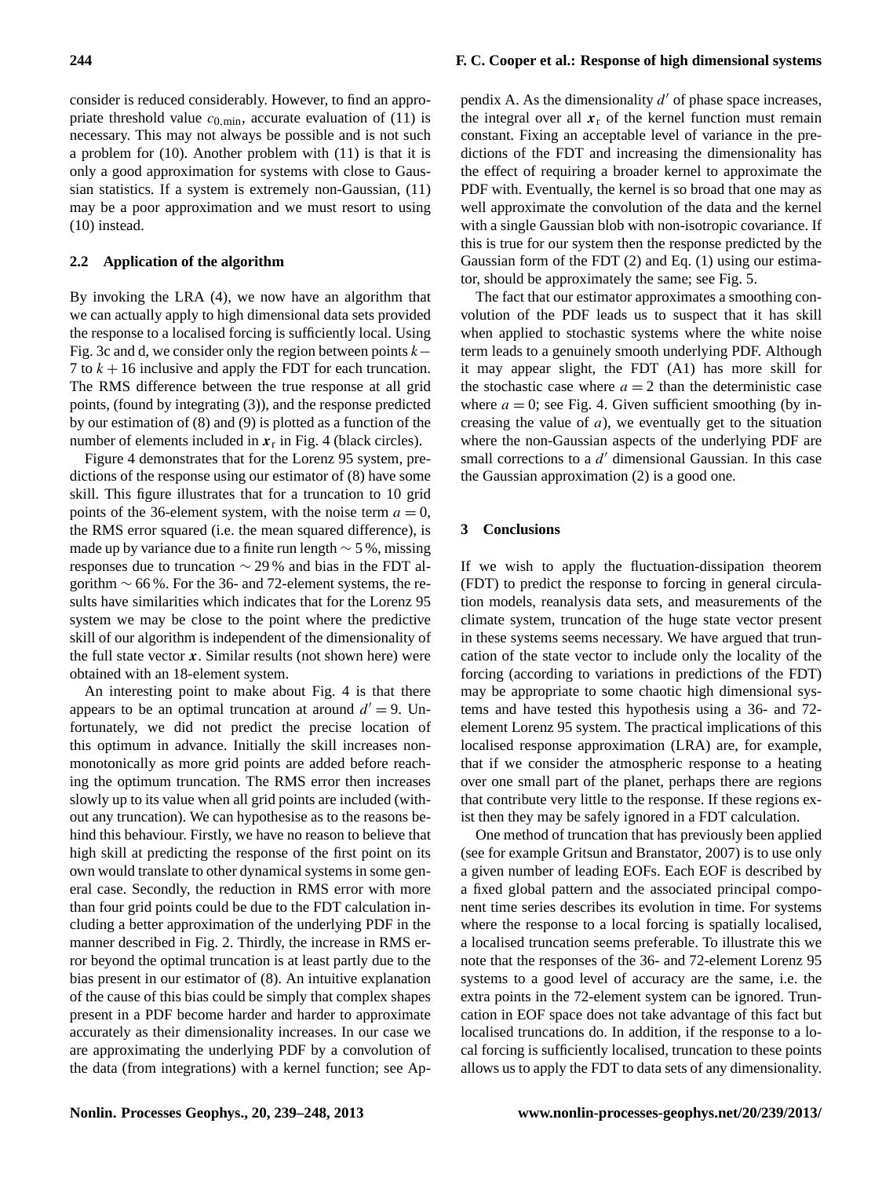consider is reduced considerably. However, to find an appropriate threshold value $c_{0,\min}$, accurate evaluation of (11) is necessary. This may not always be possible and is not such a problem for (10). Another problem with (11) is that it is only a good approximation for systems with close to Gaussian statistics. If a system is extremely non-Gaussian, (11) may be a poor approximation and we must resort to using (10) instead.

### 2.2 Application of the algorithm

By invoking the LRA (4), we now have an algorithm that we can actually apply to high dimensional data sets provided the response to a localised forcing is sufficiently local. Using Fig. 3c and d, we consider only the region between points $k-7$ to $k+16$ inclusive and apply the FDT for each truncation. The RMS difference between the true response at all grid points, (found by integrating (3)), and the response predicted by our estimation of (8) and (9) is plotted as a function of the number of elements included in $\boldsymbol{x}_{\mathrm{r}}$ in Fig. 4 (black circles).

Figure 4 demonstrates that for the Lorenz 95 system, predictions of the response using our estimator of (8) have some skill. This figure illustrates that for a truncation to 10 grid points of the 36-element system, with the noise term $a=0$, the RMS error squared (i.e. the mean squared difference), is made up by variance due to a finite run length $\sim 5\,\%$, missing responses due to truncation $\sim 29\,\%$ and bias in the FDT algorithm $\sim 66\,\%$. For the 36- and 72-element systems, the results have similarities which indicates that for the Lorenz 95 system we may be close to the point where the predictive skill of our algorithm is independent of the dimensionality of the full state vector $\boldsymbol{x}$. Similar results (not shown here) were obtained with an 18-element system.

An interesting point to make about Fig. 4 is that there appears to be an optimal truncation at around $d'=9$. Unfortunately, we did not predict the precise location of this optimum in advance. Initially the skill increases non-monotonically as more grid points are added before reaching the optimum truncation. The RMS error then increases slowly up to its value when all grid points are included (without any truncation). We can hypothesise as to the reasons behind this behaviour. Firstly, we have no reason to believe that high skill at predicting the response of the first point on its own would translate to other dynamical systems in some general case. Secondly, the reduction in RMS error with more than four grid points could be due to the FDT calculation including a better approximation of the underlying PDF in the manner described in Fig. 2. Thirdly, the increase in RMS error beyond the optimal truncation is at least partly due to the bias present in our estimator of (8). An intuitive explanation of the cause of this bias could be simply that complex shapes present in a PDF become harder and harder to approximate accurately as their dimensionality increases. In our case we are approximating the underlying PDF by a convolution of the data (from integrations) with a kernel function; see Appendix A. As the dimensionality $d'$ of phase space increases, the integral over all $\boldsymbol{x}_{\mathrm{r}}$ of the kernel function must remain constant. Fixing an acceptable level of variance in the predictions of the FDT and increasing the dimensionality has the effect of requiring a broader kernel to approximate the PDF with. Eventually, the kernel is so broad that one may as well approximate the convolution of the data and the kernel with a single Gaussian blob with non-isotropic covariance. If this is true for our system then the response predicted by the Gaussian form of the FDT (2) and Eq. (1) using our estimator, should be approximately the same; see Fig. 5.

The fact that our estimator approximates a smoothing convolution of the PDF leads us to suspect that it has skill when applied to stochastic systems where the white noise term leads to a genuinely smooth underlying PDF. Although it may appear slight, the FDT (A1) has more skill for the stochastic case where $a=2$ than the deterministic case where $a=0$; see Fig. 4. Given sufficient smoothing (by increasing the value of $a$), we eventually get to the situation where the non-Gaussian aspects of the underlying PDF are small corrections to a $d'$ dimensional Gaussian. In this case the Gaussian approximation (2) is a good one.

## 3 Conclusions

If we wish to apply the fluctuation-dissipation theorem (FDT) to predict the response to forcing in general circulation models, reanalysis data sets, and measurements of the climate system, truncation of the huge state vector present in these systems seems necessary. We have argued that truncation of the state vector to include only the locality of the forcing (according to variations in predictions of the FDT) may be appropriate to some chaotic high dimensional systems and have tested this hypothesis using a 36- and 72-element Lorenz 95 system. The practical implications of this localised response approximation (LRA) are, for example, that if we consider the atmospheric response to a heating over one small part of the planet, perhaps there are regions that contribute very little to the response. If these regions exist then they may be safely ignored in a FDT calculation.

One method of truncation that has previously been applied (see for example Gritsun and Branstator, 2007) is to use only a given number of leading EOFs. Each EOF is described by a fixed global pattern and the associated principal component time series describes its evolution in time. For systems where the response to a local forcing is spatially localised, a localised truncation seems preferable. To illustrate this we note that the responses of the 36- and 72-element Lorenz 95 systems to a good level of accuracy are the same, i.e. the extra points in the 72-element system can be ignored. Truncation in EOF space does not take advantage of this fact but localised truncations do. In addition, if the response to a local forcing is sufficiently localised, truncation to these points allows us to apply the FDT to data sets of any dimensionality.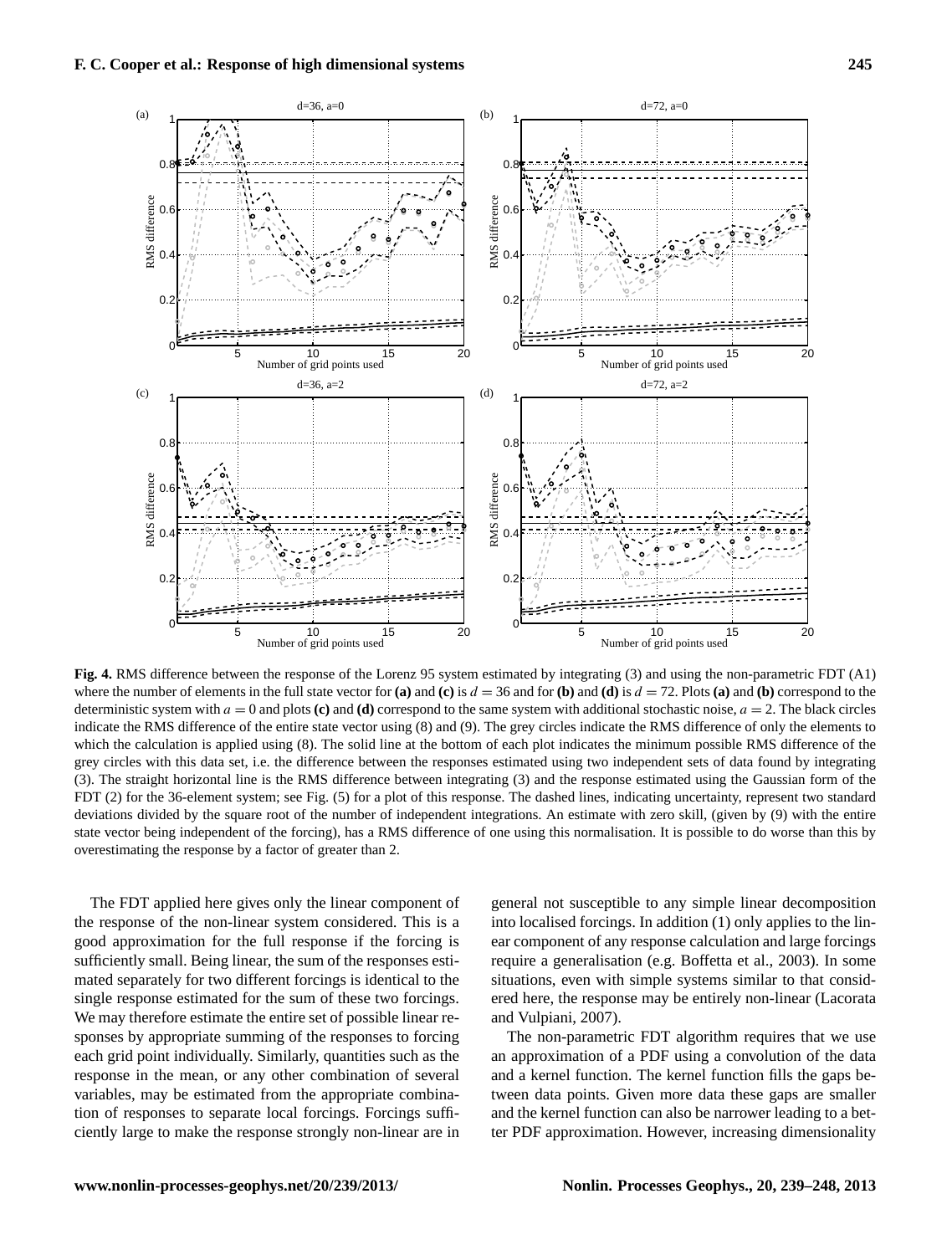**Fig. 4.** RMS difference between the response of the Lorenz 95 system estimated by integrating (3) and using the non-parametric FDT (A1) where the number of elements in the full state vector for **(a)** and **(c)** is $d = 36$ and for **(b)** and **(d)** is $d = 72$. Plots **(a)** and **(b)** correspond to the deterministic system with $a = 0$ and plots **(c)** and **(d)** correspond to the same system with additional stochastic noise, $a = 2$. The black circles indicate the RMS difference of the entire state vector using (8) and (9). The grey circles indicate the RMS difference of only the elements to which the calculation is applied using (8). The solid line at the bottom of each plot indicates the minimum possible RMS difference of the grey circles with this data set, i.e. the difference between the responses estimated using two independent sets of data found by integrating (3). The straight horizontal line is the RMS difference between integrating (3) and the response estimated using the Gaussian form of the FDT (2) for the 36-element system; see Fig. (5) for a plot of this response. The dashed lines, indicating uncertainty, represent two standard deviations divided by the square root of the number of independent integrations. An estimate with zero skill, (given by (9) with the entire state vector being independent of the forcing), has a RMS difference of one using this normalisation. It is possible to do worse than this by overestimating the response by a factor of greater than 2.

The FDT applied here gives only the linear component of the response of the non-linear system considered. This is a good approximation for the full response if the forcing is sufficiently small. Being linear, the sum of the responses estimated separately for two different forcings is identical to the single response estimated for the sum of these two forcings. We may therefore estimate the entire set of possible linear responses by appropriate summing of the responses to forcing each grid point individually. Similarly, quantities such as the response in the mean, or any other combination of several variables, may be estimated from the appropriate combination of responses to separate local forcings. Forcings sufficiently large to make the response strongly non-linear are in general not susceptible to any simple linear decomposition into localised forcings. In addition (1) only applies to the linear component of any response calculation and large forcings require a generalisation (e.g. Boffetta et al., 2003). In some situations, even with simple systems similar to that considered here, the response may be entirely non-linear (Lacorata and Vulpiani, 2007).

The non-parametric FDT algorithm requires that we use an approximation of a PDF using a convolution of the data and a kernel function. The kernel function fills the gaps between data points. Given more data these gaps are smaller and the kernel function can also be narrower leading to a better PDF approximation. However, increasing dimensionality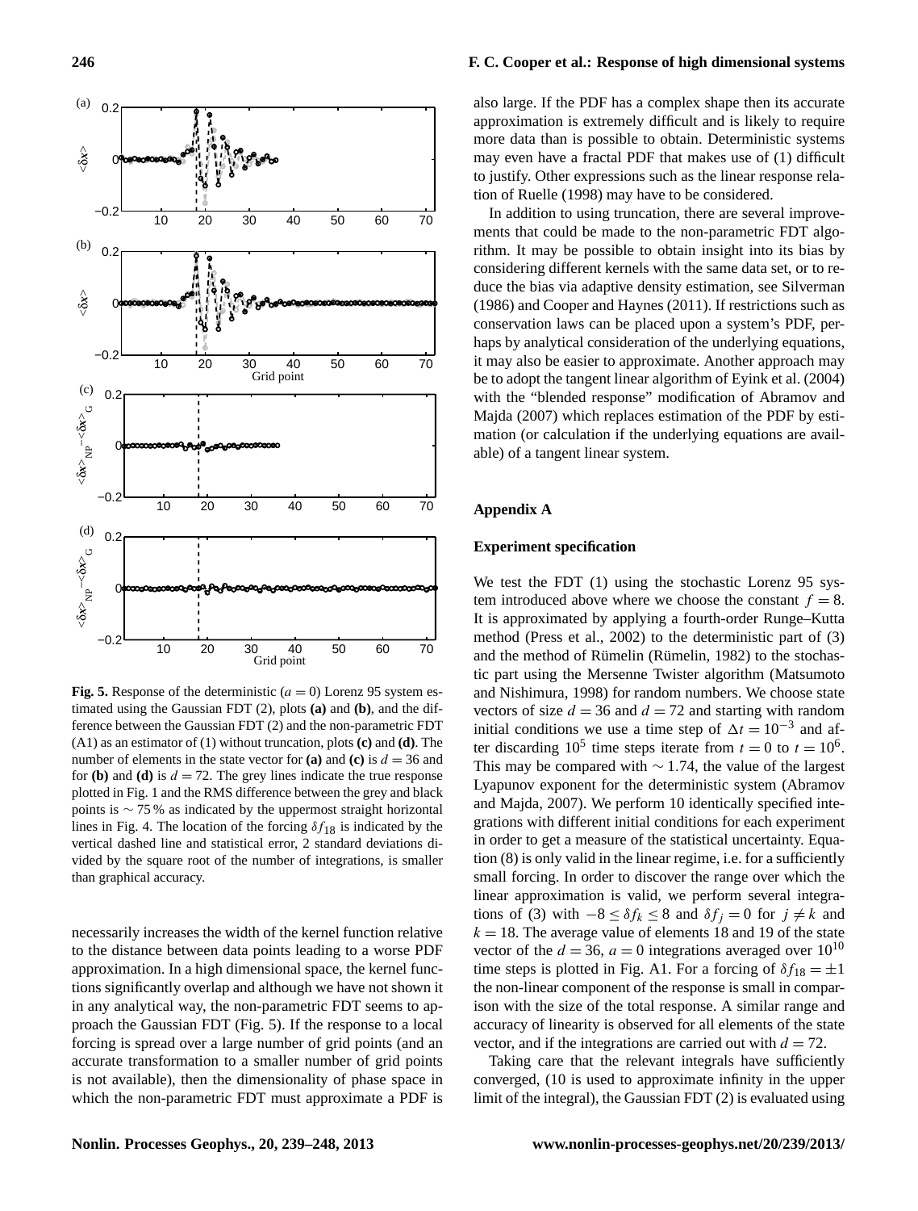**Fig. 5.** Response of the deterministic ($a = 0$) Lorenz 95 system estimated using the Gaussian FDT (2), plots **(a)** and **(b)**, and the difference between the Gaussian FDT (2) and the non-parametric FDT (A1) as an estimator of (1) without truncation, plots **(c)** and **(d)**. The number of elements in the state vector for **(a)** and **(c)** is $d = 36$ and for **(b)** and **(d)** is $d = 72$. The grey lines indicate the true response plotted in Fig. 1 and the RMS difference between the grey and black points is $\sim 75\,\%$ as indicated by the uppermost straight horizontal lines in Fig. 4. The location of the forcing $\delta f_{18}$ is indicated by the vertical dashed line and statistical error, 2 standard deviations divided by the square root of the number of integrations, is smaller than graphical accuracy.

necessarily increases the width of the kernel function relative to the distance between data points leading to a worse PDF approximation. In a high dimensional space, the kernel functions significantly overlap and although we have not shown it in any analytical way, the non-parametric FDT seems to approach the Gaussian FDT (Fig. 5). If the response to a local forcing is spread over a large number of grid points (and an accurate transformation to a smaller number of grid points is not available), then the dimensionality of phase space in which the non-parametric FDT must approximate a PDF is also large. If the PDF has a complex shape then its accurate approximation is extremely difficult and is likely to require more data than is possible to obtain. Deterministic systems may even have a fractal PDF that makes use of (1) difficult to justify. Other expressions such as the linear response relation of Ruelle (1998) may have to be considered.

In addition to using truncation, there are several improvements that could be made to the non-parametric FDT algorithm. It may be possible to obtain insight into its bias by considering different kernels with the same data set, or to reduce the bias via adaptive density estimation, see Silverman (1986) and Cooper and Haynes (2011). If restrictions such as conservation laws can be placed upon a system's PDF, perhaps by analytical consideration of the underlying equations, it may also be easier to approximate. Another approach may be to adopt the tangent linear algorithm of Eyink et al. (2004) with the "blended response" modification of Abramov and Majda (2007) which replaces estimation of the PDF by estimation (or calculation if the underlying equations are available) of a tangent linear system.

## Appendix A

### Experiment specification

We test the FDT (1) using the stochastic Lorenz 95 system introduced above where we choose the constant $f = 8$. It is approximated by applying a fourth-order Runge–Kutta method (Press et al., 2002) to the deterministic part of (3) and the method of Rümelin (Rümelin, 1982) to the stochastic part using the Mersenne Twister algorithm (Matsumoto and Nishimura, 1998) for random numbers. We choose state vectors of size $d = 36$ and $d = 72$ and starting with random initial conditions we use a time step of $\Delta t = 10^{-3}$ and after discarding $10^5$ time steps iterate from $t = 0$ to $t = 10^6$. This may be compared with $\sim 1.74$, the value of the largest Lyapunov exponent for the deterministic system (Abramov and Majda, 2007). We perform 10 identically specified integrations with different initial conditions for each experiment in order to get a measure of the statistical uncertainty. Equation (8) is only valid in the linear regime, i.e. for a sufficiently small forcing. In order to discover the range over which the linear approximation is valid, we perform several integrations of (3) with $-8 \leq \delta f_k \leq 8$ and $\delta f_j = 0$ for $j \neq k$ and $k = 18$. The average value of elements 18 and 19 of the state vector of the $d = 36$, $a = 0$ integrations averaged over $10^{10}$ time steps is plotted in Fig. A1. For a forcing of $\delta f_{18} = \pm 1$ the non-linear component of the response is small in comparison with the size of the total response. A similar range and accuracy of linearity is observed for all elements of the state vector, and if the integrations are carried out with $d = 72$.

Taking care that the relevant integrals have sufficiently converged, (10 is used to approximate infinity in the upper limit of the integral), the Gaussian FDT (2) is evaluated using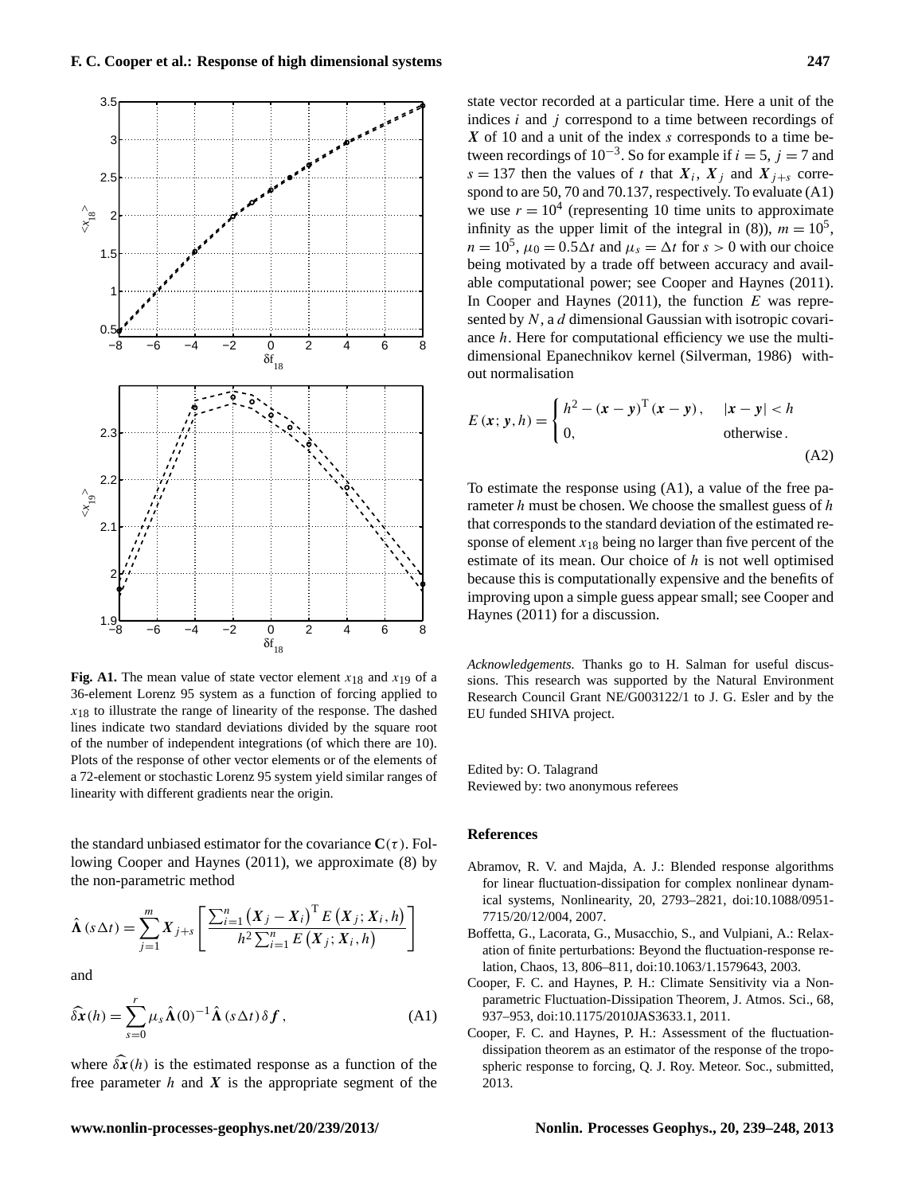**Fig. A1.** The mean value of state vector element $x_{18}$ and $x_{19}$ of a 36-element Lorenz 95 system as a function of forcing applied to $x_{18}$ to illustrate the range of linearity of the response. The dashed lines indicate two standard deviations divided by the square root of the number of independent integrations (of which there are 10). Plots of the response of other vector elements or of the elements of a 72-element or stochastic Lorenz 95 system yield similar ranges of linearity with different gradients near the origin.

the standard unbiased estimator for the covariance $\mathbf{C}(\tau)$. Following Cooper and Haynes (2011), we approximate (8) by the non-parametric method

$$\hat{\mathbf{\Lambda}}(s\Delta t) = \sum_{j=1}^{m} \boldsymbol{X}_{j+s} \left[ \frac{\sum_{i=1}^{n} \left(\boldsymbol{X}_j - \boldsymbol{X}_i\right)^{\mathrm{T}} E\left(\boldsymbol{X}_j; \boldsymbol{X}_i, h\right)}{h^2 \sum_{i=1}^{n} E\left(\boldsymbol{X}_j; \boldsymbol{X}_i, h\right)} \right]$$

and

$$\widehat{\delta \boldsymbol{x}}(h) = \sum_{s=0}^{r} \mu_s \hat{\mathbf{\Lambda}}(0)^{-1} \hat{\mathbf{\Lambda}}(s\Delta t)\, \delta \boldsymbol{f}\,, \tag{A1}$$

where $\widehat{\delta \boldsymbol{x}}(h)$ is the estimated response as a function of the free parameter $h$ and $\boldsymbol{X}$ is the appropriate segment of the state vector recorded at a particular time. Here a unit of the indices $i$ and $j$ correspond to a time between recordings of $\boldsymbol{X}$ of 10 and a unit of the index $s$ corresponds to a time between recordings of $10^{-3}$. So for example if $i = 5$, $j = 7$ and $s = 137$ then the values of $t$ that $\boldsymbol{X}_i$, $\boldsymbol{X}_j$ and $\boldsymbol{X}_{j+s}$ correspond to are 50, 70 and 70.137, respectively. To evaluate (A1) we use $r = 10^4$ (representing 10 time units to approximate infinity as the upper limit of the integral in (8)), $m = 10^5$, $n = 10^5$, $\mu_0 = 0.5\Delta t$ and $\mu_s = \Delta t$ for $s > 0$ with our choice being motivated by a trade off between accuracy and available computational power; see Cooper and Haynes (2011). In Cooper and Haynes (2011), the function $E$ was represented by $N$, a $d$ dimensional Gaussian with isotropic covariance $h$. Here for computational efficiency we use the multidimensional Epanechnikov kernel (Silverman, 1986) without normalisation

$$E\left(\boldsymbol{x}; \boldsymbol{y}, h\right) = \begin{cases} h^2 - (\boldsymbol{x} - \boldsymbol{y})^{\mathrm{T}} (\boldsymbol{x} - \boldsymbol{y}), & |\boldsymbol{x} - \boldsymbol{y}| < h \\ 0, & \text{otherwise}. \end{cases} \tag{A2}$$

To estimate the response using (A1), a value of the free parameter $h$ must be chosen. We choose the smallest guess of $h$ that corresponds to the standard deviation of the estimated response of element $x_{18}$ being no larger than five percent of the estimate of its mean. Our choice of $h$ is not well optimised because this is computationally expensive and the benefits of improving upon a simple guess appear small; see Cooper and Haynes (2011) for a discussion.

*Acknowledgements.* Thanks go to H. Salman for useful discussions. This research was supported by the Natural Environment Research Council Grant NE/G003122/1 to J. G. Esler and by the EU funded SHIVA project.

Edited by: O. Talagrand
Reviewed by: two anonymous referees

## References

- Abramov, R. V. and Majda, A. J.: Blended response algorithms for linear fluctuation-dissipation for complex nonlinear dynamical systems, Nonlinearity, 20, 2793–2821, doi:10.1088/0951-7715/20/12/004, 2007.
- Boffetta, G., Lacorata, G., Musacchio, S., and Vulpiani, A.: Relaxation of finite perturbations: Beyond the fluctuation-response relation, Chaos, 13, 806–811, doi:10.1063/1.1579643, 2003.
- Cooper, F. C. and Haynes, P. H.: Climate Sensitivity via a Nonparametric Fluctuation-Dissipation Theorem, J. Atmos. Sci., 68, 937–953, doi:10.1175/2010JAS3633.1, 2011.
- Cooper, F. C. and Haynes, P. H.: Assessment of the fluctuation-dissipation theorem as an estimator of the response of the tropospheric response to forcing, Q. J. Roy. Meteor. Soc., submitted, 2013.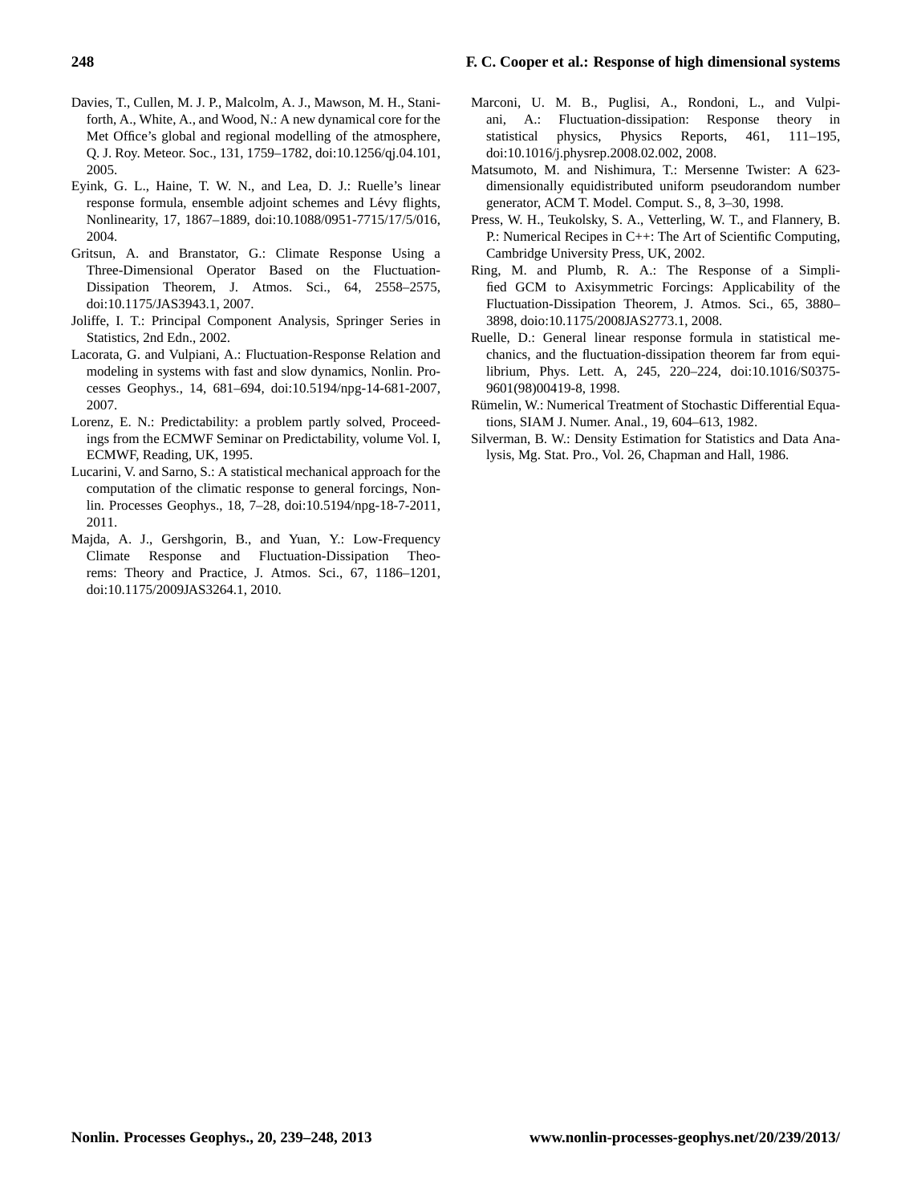Davies, T., Cullen, M. J. P., Malcolm, A. J., Mawson, M. H., Staniforth, A., White, A., and Wood, N.: A new dynamical core for the Met Office's global and regional modelling of the atmosphere, Q. J. Roy. Meteor. Soc., 131, 1759–1782, doi:10.1256/qj.04.101, 2005.

Eyink, G. L., Haine, T. W. N., and Lea, D. J.: Ruelle's linear response formula, ensemble adjoint schemes and Lévy flights, Nonlinearity, 17, 1867–1889, doi:10.1088/0951-7715/17/5/016, 2004.

Gritsun, A. and Branstator, G.: Climate Response Using a Three-Dimensional Operator Based on the Fluctuation-Dissipation Theorem, J. Atmos. Sci., 64, 2558–2575, doi:10.1175/JAS3943.1, 2007.

Joliffe, I. T.: Principal Component Analysis, Springer Series in Statistics, 2nd Edn., 2002.

Lacorata, G. and Vulpiani, A.: Fluctuation-Response Relation and modeling in systems with fast and slow dynamics, Nonlin. Processes Geophys., 14, 681–694, doi:10.5194/npg-14-681-2007, 2007.

Lorenz, E. N.: Predictability: a problem partly solved, Proceedings from the ECMWF Seminar on Predictability, volume Vol. I, ECMWF, Reading, UK, 1995.

Lucarini, V. and Sarno, S.: A statistical mechanical approach for the computation of the climatic response to general forcings, Nonlin. Processes Geophys., 18, 7–28, doi:10.5194/npg-18-7-2011, 2011.

Majda, A. J., Gershgorin, B., and Yuan, Y.: Low-Frequency Climate Response and Fluctuation-Dissipation Theorems: Theory and Practice, J. Atmos. Sci., 67, 1186–1201, doi:10.1175/2009JAS3264.1, 2010.

Marconi, U. M. B., Puglisi, A., Rondoni, L., and Vulpiani, A.: Fluctuation-dissipation: Response theory in statistical physics, Physics Reports, 461, 111–195, doi:10.1016/j.physrep.2008.02.002, 2008.

Matsumoto, M. and Nishimura, T.: Mersenne Twister: A 623-dimensionally equidistributed uniform pseudorandom number generator, ACM T. Model. Comput. S., 8, 3–30, 1998.

Press, W. H., Teukolsky, S. A., Vetterling, W. T., and Flannery, B. P.: Numerical Recipes in C++: The Art of Scientific Computing, Cambridge University Press, UK, 2002.

Ring, M. and Plumb, R. A.: The Response of a Simplified GCM to Axisymmetric Forcings: Applicability of the Fluctuation-Dissipation Theorem, J. Atmos. Sci., 65, 3880–3898, doio:10.1175/2008JAS2773.1, 2008.

Ruelle, D.: General linear response formula in statistical mechanics, and the fluctuation-dissipation theorem far from equilibrium, Phys. Lett. A, 245, 220–224, doi:10.1016/S0375-9601(98)00419-8, 1998.

Rümelin, W.: Numerical Treatment of Stochastic Differential Equations, SIAM J. Numer. Anal., 19, 604–613, 1982.

Silverman, B. W.: Density Estimation for Statistics and Data Analysis, Mg. Stat. Pro., Vol. 26, Chapman and Hall, 1986.